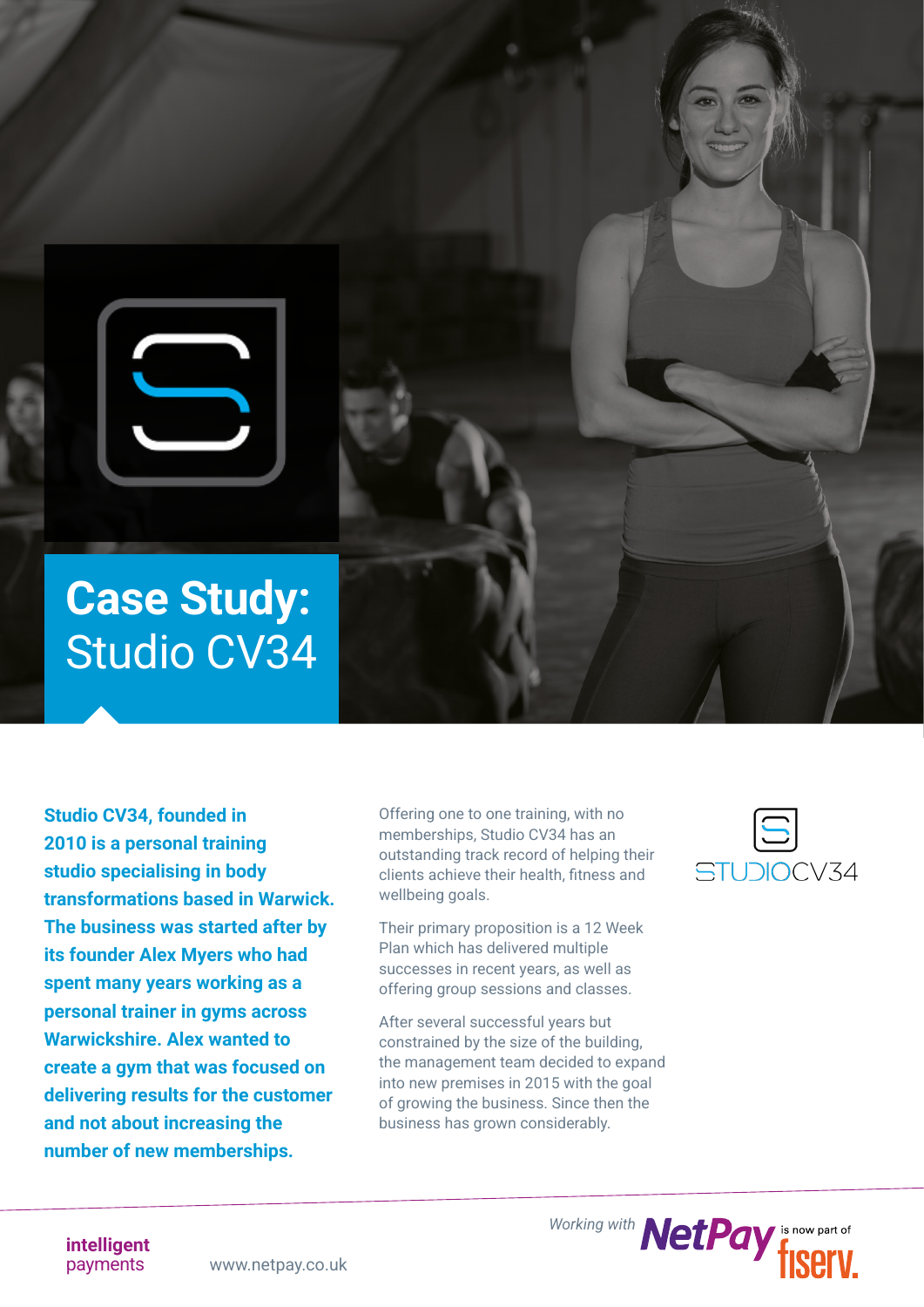# Case Study: Studio CV34

**Studio CV34, founded in 2010 is a personal training studio specialising in body transformations based in Warwick. The business was started after by its founder Alex Myers who had spent many years working as a personal trainer in gyms across Warwickshire. Alex wanted to create a gym that was focused on delivering results for the customer and not about increasing the number of new memberships.**

Offering one to one training, with no memberships, Studio CV34 has an outstanding track record of helping their clients achieve their health, fitness and wellbeing goals.

Their primary proposition is a 12 Week Plan which has delivered multiple successes in recent years, as well as offering group sessions and classes.

After several successful years but constrained by the size of the building, the management team decided to expand into new premises in 2015 with the goal of growing the business. Since then the business has grown considerably.

STUDIOCV34

*Working with* NetPay is now part of fiserv.

intelligent payments

www.netpay.co.uk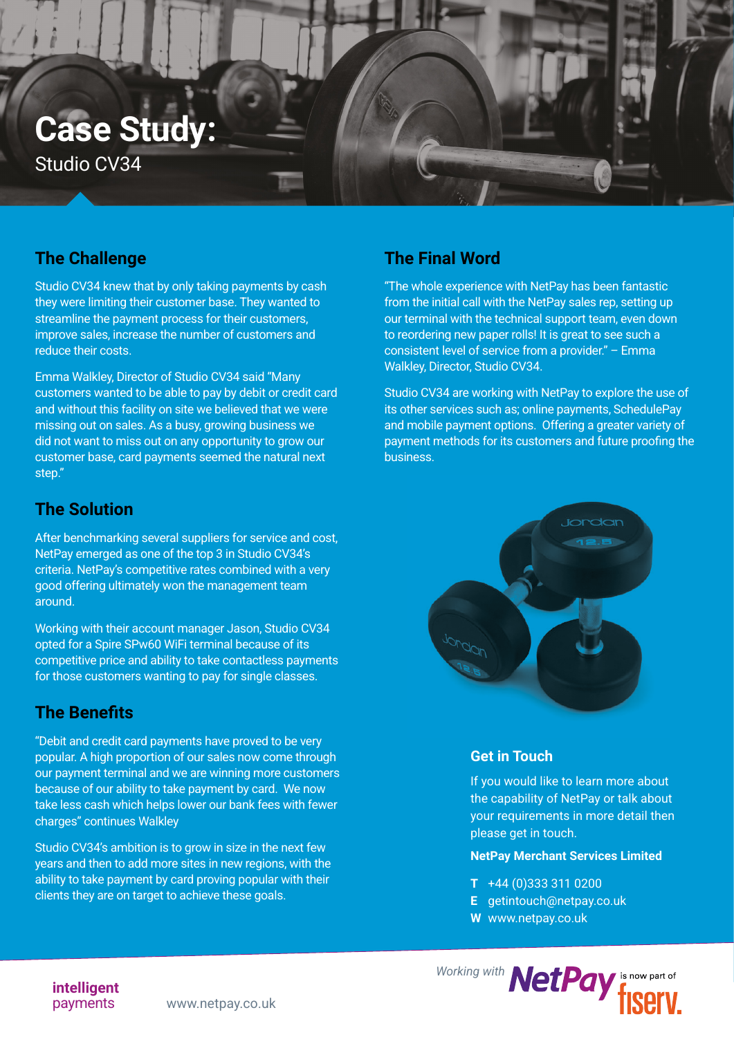# Case Study:

Studio CV34

## The Challenge

Studio CV34 knew that by only taking payments by cash they were limiting their customer base. They wanted to streamline the payment process for their customers, improve sales, increase the number of customers and reduce their costs.

Emma Walkley, Director of Studio CV34 said "Many customers wanted to be able to pay by debit or credit card and without this facility on site we believed that we were missing out on sales. As a busy, growing business we did not want to miss out on any opportunity to grow our customer base, card payments seemed the natural next step."

## The Solution

After benchmarking several suppliers for service and cost, NetPay emerged as one of the top 3 in Studio CV34's criteria. NetPay's competitive rates combined with a very good offering ultimately won the management team around.

Working with their account manager Jason, Studio CV34 opted for a Spire SPw60 WiFi terminal because of its competitive price and ability to take contactless payments for those customers wanting to pay for single classes.

## The Benefits

"Debit and credit card payments have proved to be very popular. A high proportion of our sales now come through our payment terminal and we are winning more customers because of our ability to take payment by card. We now take less cash which helps lower our bank fees with fewer charges" continues Walkley

Studio CV34's ambition is to grow in size in the next few years and then to add more sites in new regions, with the ability to take payment by card proving popular with their clients they are on target to achieve these goals.

## The Final Word

"The whole experience with NetPay has been fantastic from the initial call with the NetPay sales rep, setting up our terminal with the technical support team, even down to reordering new paper rolls! It is great to see such a consistent level of service from a provider." – Emma Walkley, Director, Studio CV34.

Studio CV34 are working with NetPay to explore the use of its other services such as; online payments, SchedulePay and mobile payment options. Offering a greater variety of payment methods for its customers and future proofing the business.

### Get in Touch

If you would like to learn more about the capability of NetPay or talk about your requirements in more detail then please get in touch.

**NetPay Merchant Services Limited**

**T** +44 (0)333 311 0200
**E** getintouch@netpay.co.uk
**W** www.netpay.co.uk

intelligent payments

www.netpay.co.uk

*Working with* NetPay is now part of fiserv.